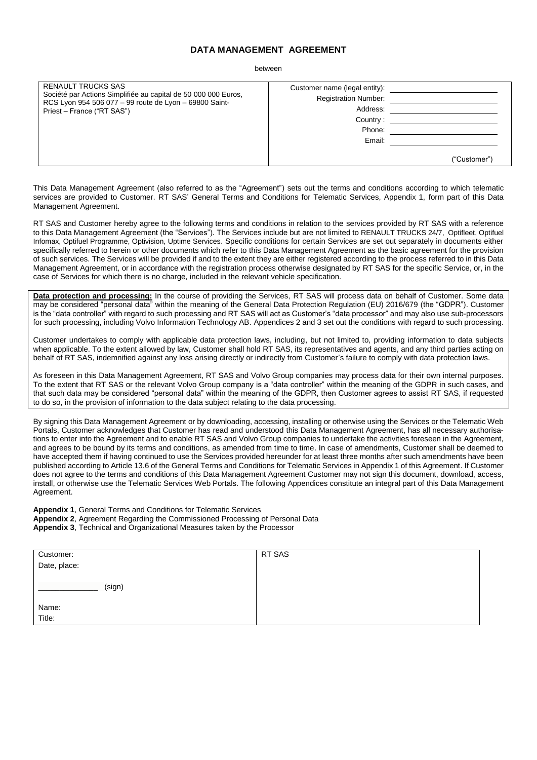# DATA MANAGEMENT AGREEMENT

between

| RENAULT TRUCKS SAS<br>Société par Actions Simplifiée au capital de 50 000 000 Euros, RCS Lyon 954 506 077 – 99 route de Lyon – 69800 Saint-Priest – France ("RT SAS") | Customer name (legal entity): ____________<br>Registration Number: ____________<br>Address: ____________<br>Country : ____________<br>Phone: ____________<br>Email: ____________<br><br>("Customer") |
|---|---|

This Data Management Agreement (also referred to as the "Agreement") sets out the terms and conditions according to which telematic services are provided to Customer. RT SAS' General Terms and Conditions for Telematic Services, Appendix 1, form part of this Data Management Agreement.

RT SAS and Customer hereby agree to the following terms and conditions in relation to the services provided by RT SAS with a reference to this Data Management Agreement (the "Services"). The Services include but are not limited to RENAULT TRUCKS 24/7, Optifleet, Optifuel Infomax, Optifuel Programme, Optivision, Uptime Services. Specific conditions for certain Services are set out separately in documents either specifically referred to herein or other documents which refer to this Data Management Agreement as the basic agreement for the provision of such services. The Services will be provided if and to the extent they are either registered according to the process referred to in this Data Management Agreement, or in accordance with the registration process otherwise designated by RT SAS for the specific Service, or, in the case of Services for which there is no charge, included in the relevant vehicle specification.

**Data protection and processing:** In the course of providing the Services, RT SAS will process data on behalf of Customer. Some data may be considered "personal data" within the meaning of the General Data Protection Regulation (EU) 2016/679 (the "GDPR"). Customer is the "data controller" with regard to such processing and RT SAS will act as Customer's "data processor" and may also use sub-processors for such processing, including Volvo Information Technology AB. Appendices 2 and 3 set out the conditions with regard to such processing.

Customer undertakes to comply with applicable data protection laws, including, but not limited to, providing information to data subjects when applicable. To the extent allowed by law, Customer shall hold RT SAS, its representatives and agents, and any third parties acting on behalf of RT SAS, indemnified against any loss arising directly or indirectly from Customer's failure to comply with data protection laws.

As foreseen in this Data Management Agreement, RT SAS and Volvo Group companies may process data for their own internal purposes. To the extent that RT SAS or the relevant Volvo Group company is a "data controller" within the meaning of the GDPR in such cases, and that such data may be considered "personal data" within the meaning of the GDPR, then Customer agrees to assist RT SAS, if requested to do so, in the provision of information to the data subject relating to the data processing.

By signing this Data Management Agreement or by downloading, accessing, installing or otherwise using the Services or the Telematic Web Portals, Customer acknowledges that Customer has read and understood this Data Management Agreement, has all necessary authorisations to enter into the Agreement and to enable RT SAS and Volvo Group companies to undertake the activities foreseen in the Agreement, and agrees to be bound by its terms and conditions, as amended from time to time. In case of amendments, Customer shall be deemed to have accepted them if having continued to use the Services provided hereunder for at least three months after such amendments have been published according to Article 13.6 of the General Terms and Conditions for Telematic Services in Appendix 1 of this Agreement. If Customer does not agree to the terms and conditions of this Data Management Agreement Customer may not sign this document, download, access, install, or otherwise use the Telematic Services Web Portals. The following Appendices constitute an integral part of this Data Management Agreement.

**Appendix 1**, General Terms and Conditions for Telematic Services
**Appendix 2**, Agreement Regarding the Commissioned Processing of Personal Data
**Appendix 3**, Technical and Organizational Measures taken by the Processor

| Customer:<br>Date, place:<br><br>____________ (sign)<br><br>Name:<br>Title: | RT SAS |
|---|---|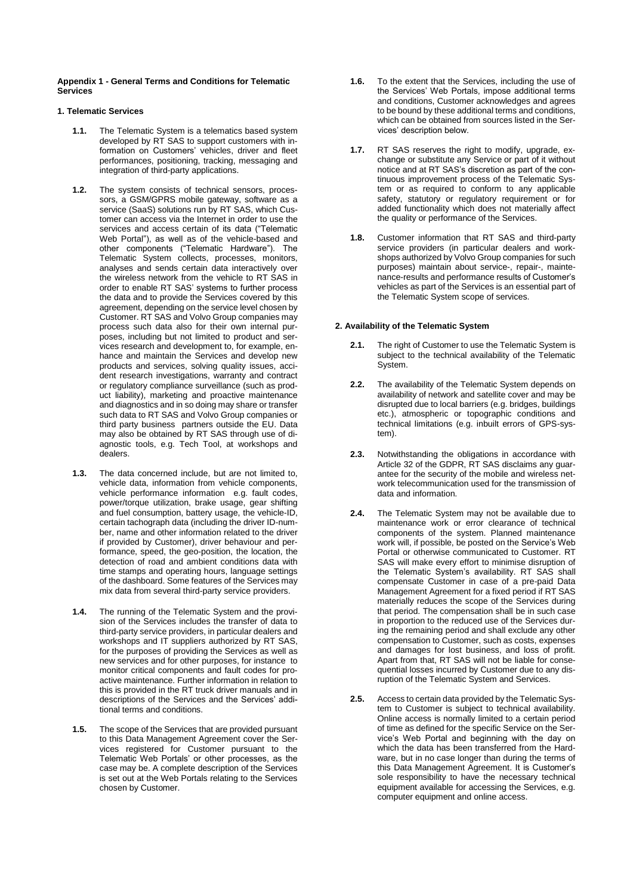**Appendix 1 - General Terms and Conditions for Telematic Services**

**1. Telematic Services**

**1.1.** The Telematic System is a telematics based system developed by RT SAS to support customers with information on Customers' vehicles, driver and fleet performances, positioning, tracking, messaging and integration of third-party applications.

**1.2.** The system consists of technical sensors, processors, a GSM/GPRS mobile gateway, software as a service (SaaS) solutions run by RT SAS, which Customer can access via the Internet in order to use the services and access certain of its data ("Telematic Web Portal"), as well as of the vehicle-based and other components ("Telematic Hardware"). The Telematic System collects, processes, monitors, analyses and sends certain data interactively over the wireless network from the vehicle to RT SAS in order to enable RT SAS' systems to further process the data and to provide the Services covered by this agreement, depending on the service level chosen by Customer. RT SAS and Volvo Group companies may process such data also for their own internal purposes, including but not limited to product and services research and development to, for example, enhance and maintain the Services and develop new products and services, solving quality issues, accident research investigations, warranty and contract or regulatory compliance surveillance (such as product liability), marketing and proactive maintenance and diagnostics and in so doing may share or transfer such data to RT SAS and Volvo Group companies or third party business partners outside the EU. Data may also be obtained by RT SAS through use of diagnostic tools, e.g. Tech Tool, at workshops and dealers.

**1.3.** The data concerned include, but are not limited to, vehicle data, information from vehicle components, vehicle performance information e.g. fault codes, power/torque utilization, brake usage, gear shifting and fuel consumption, battery usage, the vehicle-ID, certain tachograph data (including the driver ID-number, name and other information related to the driver if provided by Customer), driver behaviour and performance, speed, the geo-position, the location, the detection of road and ambient conditions data with time stamps and operating hours, language settings of the dashboard. Some features of the Services may mix data from several third-party service providers.

**1.4.** The running of the Telematic System and the provision of the Services includes the transfer of data to third-party service providers, in particular dealers and workshops and IT suppliers authorized by RT SAS, for the purposes of providing the Services as well as new services and for other purposes, for instance to monitor critical components and fault codes for proactive maintenance. Further information in relation to this is provided in the RT truck driver manuals and in descriptions of the Services and the Services' additional terms and conditions.

**1.5.** The scope of the Services that are provided pursuant to this Data Management Agreement cover the Services registered for Customer pursuant to the Telematic Web Portals' or other processes, as the case may be. A complete description of the Services is set out at the Web Portals relating to the Services chosen by Customer.

**1.6.** To the extent that the Services, including the use of the Services' Web Portals, impose additional terms and conditions, Customer acknowledges and agrees to be bound by these additional terms and conditions, which can be obtained from sources listed in the Services' description below.

**1.7.** RT SAS reserves the right to modify, upgrade, exchange or substitute any Service or part of it without notice and at RT SAS's discretion as part of the continuous improvement process of the Telematic System or as required to conform to any applicable safety, statutory or regulatory requirement or for added functionality which does not materially affect the quality or performance of the Services.

**1.8.** Customer information that RT SAS and third-party service providers (in particular dealers and workshops authorized by Volvo Group companies for such purposes) maintain about service-, repair-, maintenance-results and performance results of Customer's vehicles as part of the Services is an essential part of the Telematic System scope of services.

**2. Availability of the Telematic System**

**2.1.** The right of Customer to use the Telematic System is subject to the technical availability of the Telematic System.

**2.2.** The availability of the Telematic System depends on availability of network and satellite cover and may be disrupted due to local barriers (e.g. bridges, buildings etc.), atmospheric or topographic conditions and technical limitations (e.g. inbuilt errors of GPS-system).

**2.3.** Notwithstanding the obligations in accordance with Article 32 of the GDPR, RT SAS disclaims any guarantee for the security of the mobile and wireless network telecommunication used for the transmission of data and information.

**2.4.** The Telematic System may not be available due to maintenance work or error clearance of technical components of the system. Planned maintenance work will, if possible, be posted on the Service's Web Portal or otherwise communicated to Customer. RT SAS will make every effort to minimise disruption of the Telematic System's availability. RT SAS shall compensate Customer in case of a pre-paid Data Management Agreement for a fixed period if RT SAS materially reduces the scope of the Services during that period. The compensation shall be in such case in proportion to the reduced use of the Services during the remaining period and shall exclude any other compensation to Customer, such as costs, expenses and damages for lost business, and loss of profit. Apart from that, RT SAS will not be liable for consequential losses incurred by Customer due to any disruption of the Telematic System and Services.

**2.5.** Access to certain data provided by the Telematic System to Customer is subject to technical availability. Online access is normally limited to a certain period of time as defined for the specific Service on the Service's Web Portal and beginning with the day on which the data has been transferred from the Hardware, but in no case longer than during the terms of this Data Management Agreement. It is Customer's sole responsibility to have the necessary technical equipment available for accessing the Services, e.g. computer equipment and online access.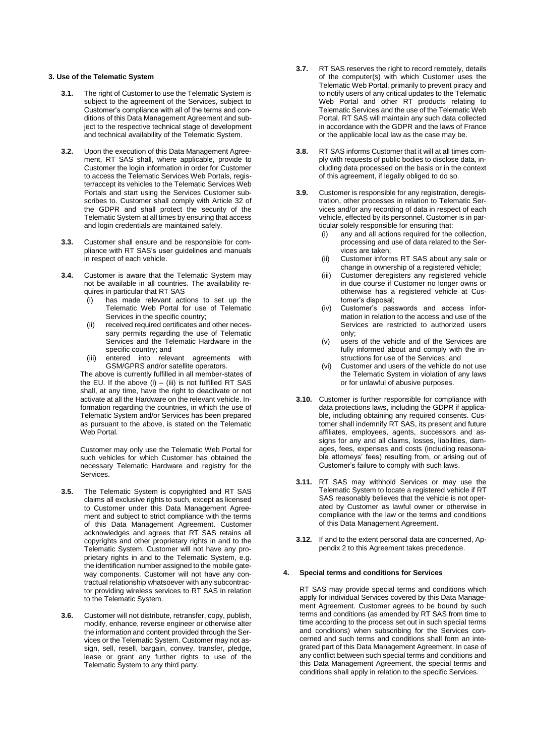## 3. Use of the Telematic System

**3.1.** The right of Customer to use the Telematic System is subject to the agreement of the Services, subject to Customer's compliance with all of the terms and conditions of this Data Management Agreement and subject to the respective technical stage of development and technical availability of the Telematic System.

**3.2.** Upon the execution of this Data Management Agreement, RT SAS shall, where applicable, provide to Customer the login information in order for Customer to access the Telematic Services Web Portals, register/accept its vehicles to the Telematic Services Web Portals and start using the Services Customer subscribes to. Customer shall comply with Article 32 of the GDPR and shall protect the security of the Telematic System at all times by ensuring that access and login credentials are maintained safely.

**3.3.** Customer shall ensure and be responsible for compliance with RT SAS's user guidelines and manuals in respect of each vehicle.

**3.4.** Customer is aware that the Telematic System may not be available in all countries. The availability requires in particular that RT SAS

(i) has made relevant actions to set up the Telematic Web Portal for use of Telematic Services in the specific country;
(ii) received required certificates and other necessary permits regarding the use of Telematic Services and the Telematic Hardware in the specific country; and
(iii) entered into relevant agreements with GSM/GPRS and/or satellite operators.

The above is currently fulfilled in all member-states of the EU. If the above (i) – (iii) is not fulfilled RT SAS shall, at any time, have the right to deactivate or not activate at all the Hardware on the relevant vehicle. Information regarding the countries, in which the use of Telematic System and/or Services has been prepared as pursuant to the above, is stated on the Telematic Web Portal.

Customer may only use the Telematic Web Portal for such vehicles for which Customer has obtained the necessary Telematic Hardware and registry for the Services.

**3.5.** The Telematic System is copyrighted and RT SAS claims all exclusive rights to such, except as licensed to Customer under this Data Management Agreement and subject to strict compliance with the terms of this Data Management Agreement. Customer acknowledges and agrees that RT SAS retains all copyrights and other proprietary rights in and to the Telematic System. Customer will not have any proprietary rights in and to the Telematic System, e.g. the identification number assigned to the mobile gateway components. Customer will not have any contractual relationship whatsoever with any subcontractor providing wireless services to RT SAS in relation to the Telematic System.

**3.6.** Customer will not distribute, retransfer, copy, publish, modify, enhance, reverse engineer or otherwise alter the information and content provided through the Services or the Telematic System. Customer may not assign, sell, resell, bargain, convey, transfer, pledge, lease or grant any further rights to use of the Telematic System to any third party.

**3.7.** RT SAS reserves the right to record remotely, details of the computer(s) with which Customer uses the Telematic Web Portal, primarily to prevent piracy and to notify users of any critical updates to the Telematic Web Portal and other RT products relating to Telematic Services and the use of the Telematic Web Portal. RT SAS will maintain any such data collected in accordance with the GDPR and the laws of France or the applicable local law as the case may be.

**3.8.** RT SAS informs Customer that it will at all times comply with requests of public bodies to disclose data, including data processed on the basis or in the context of this agreement, if legally obliged to do so.

**3.9.** Customer is responsible for any registration, deregistration, other processes in relation to Telematic Services and/or any recording of data in respect of each vehicle, effected by its personnel. Customer is in particular solely responsible for ensuring that:

(i) any and all actions required for the collection, processing and use of data related to the Services are taken;
(ii) Customer informs RT SAS about any sale or change in ownership of a registered vehicle;
(iii) Customer deregisters any registered vehicle in due course if Customer no longer owns or otherwise has a registered vehicle at Customer's disposal;
(iv) Customer's passwords and access information in relation to the access and use of the Services are restricted to authorized users only;
(v) users of the vehicle and of the Services are fully informed about and comply with the instructions for use of the Services; and
(vi) Customer and users of the vehicle do not use the Telematic System in violation of any laws or for unlawful of abusive purposes.

**3.10.** Customer is further responsible for compliance with data protections laws, including the GDPR if applicable, including obtaining any required consents. Customer shall indemnify RT SAS, its present and future affiliates, employees, agents, successors and assigns for any and all claims, losses, liabilities, damages, fees, expenses and costs (including reasonable attorneys' fees) resulting from, or arising out of Customer's failure to comply with such laws.

**3.11.** RT SAS may withhold Services or may use the Telematic System to locate a registered vehicle if RT SAS reasonably believes that the vehicle is not operated by Customer as lawful owner or otherwise in compliance with the law or the terms and conditions of this Data Management Agreement.

**3.12.** If and to the extent personal data are concerned, Appendix 2 to this Agreement takes precedence.

## 4. Special terms and conditions for Services

RT SAS may provide special terms and conditions which apply for individual Services covered by this Data Management Agreement. Customer agrees to be bound by such terms and conditions (as amended by RT SAS from time to time according to the process set out in such special terms and conditions) when subscribing for the Services concerned and such terms and conditions shall form an integrated part of this Data Management Agreement. In case of any conflict between such special terms and conditions and this Data Management Agreement, the special terms and conditions shall apply in relation to the specific Services.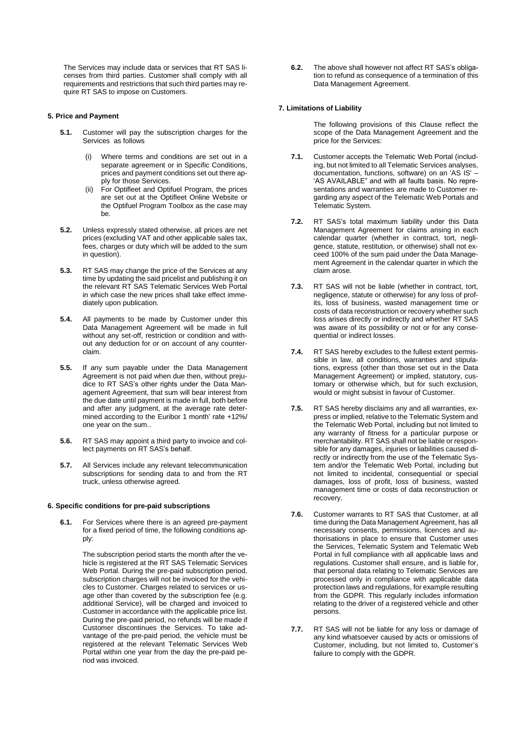The Services may include data or services that RT SAS licenses from third parties. Customer shall comply with all requirements and restrictions that such third parties may require RT SAS to impose on Customers.

## 5. Price and Payment

**5.1.** Customer will pay the subscription charges for the Services as follows

(i) Where terms and conditions are set out in a separate agreement or in Specific Conditions, prices and payment conditions set out there apply for those Services.

(ii) For Optifleet and Optifuel Program, the prices are set out at the Optifleet Online Website or the Optifuel Program Toolbox as the case may be.

**5.2.** Unless expressly stated otherwise, all prices are net prices (excluding VAT and other applicable sales tax, fees, charges or duty which will be added to the sum in question).

**5.3.** RT SAS may change the price of the Services at any time by updating the said pricelist and publishing it on the relevant RT SAS Telematic Services Web Portal in which case the new prices shall take effect immediately upon publication.

**5.4.** All payments to be made by Customer under this Data Management Agreement will be made in full without any set-off, restriction or condition and without any deduction for or on account of any counterclaim.

**5.5.** If any sum payable under the Data Management Agreement is not paid when due then, without prejudice to RT SAS's other rights under the Data Management Agreement, that sum will bear interest from the due date until payment is made in full, both before and after any judgment, at the average rate determined according to the Euribor 1 month' rate +12%/ one year on the sum..

**5.6.** RT SAS may appoint a third party to invoice and collect payments on RT SAS's behalf.

**5.7.** All Services include any relevant telecommunication subscriptions for sending data to and from the RT truck, unless otherwise agreed.

## 6. Specific conditions for pre-paid subscriptions

**6.1.** For Services where there is an agreed pre-payment for a fixed period of time, the following conditions apply:

The subscription period starts the month after the vehicle is registered at the RT SAS Telematic Services Web Portal. During the pre-paid subscription period, subscription charges will not be invoiced for the vehicles to Customer. Charges related to services or usage other than covered by the subscription fee (e.g. additional Service), will be charged and invoiced to Customer in accordance with the applicable price list. During the pre-paid period, no refunds will be made if Customer discontinues the Services. To take advantage of the pre-paid period, the vehicle must be registered at the relevant Telematic Services Web Portal within one year from the day the pre-paid period was invoiced.

**6.2.** The above shall however not affect RT SAS's obligation to refund as consequence of a termination of this Data Management Agreement.

## 7. Limitations of Liability

The following provisions of this Clause reflect the scope of the Data Management Agreement and the price for the Services:

**7.1.** Customer accepts the Telematic Web Portal (including, but not limited to all Telematic Services analyses, documentation, functions, software) on an 'AS IS' – 'AS AVAILABLE" and with all faults basis. No representations and warranties are made to Customer regarding any aspect of the Telematic Web Portals and Telematic System.

**7.2.** RT SAS's total maximum liability under this Data Management Agreement for claims arising in each calendar quarter (whether in contract, tort, negligence, statute, restitution, or otherwise) shall not exceed 100% of the sum paid under the Data Management Agreement in the calendar quarter in which the claim arose.

**7.3.** RT SAS will not be liable (whether in contract, tort, negligence, statute or otherwise) for any loss of profits, loss of business, wasted management time or costs of data reconstruction or recovery whether such loss arises directly or indirectly and whether RT SAS was aware of its possibility or not or for any consequential or indirect losses.

**7.4.** RT SAS hereby excludes to the fullest extent permissible in law, all conditions, warranties and stipulations, express (other than those set out in the Data Management Agreement) or implied, statutory, customary or otherwise which, but for such exclusion, would or might subsist in favour of Customer.

**7.5.** RT SAS hereby disclaims any and all warranties, express or implied, relative to the Telematic System and the Telematic Web Portal, including but not limited to any warranty of fitness for a particular purpose or merchantability. RT SAS shall not be liable or responsible for any damages, injuries or liabilities caused directly or indirectly from the use of the Telematic System and/or the Telematic Web Portal, including but not limited to incidental, consequential or special damages, loss of profit, loss of business, wasted management time or costs of data reconstruction or recovery.

**7.6.** Customer warrants to RT SAS that Customer, at all time during the Data Management Agreement, has all necessary consents, permissions, licences and authorisations in place to ensure that Customer uses the Services, Telematic System and Telematic Web Portal in full compliance with all applicable laws and regulations. Customer shall ensure, and is liable for, that personal data relating to Telematic Services are processed only in compliance with applicable data protection laws and regulations, for example resulting from the GDPR. This regularly includes information relating to the driver of a registered vehicle and other persons.

**7.7.** RT SAS will not be liable for any loss or damage of any kind whatsoever caused by acts or omissions of Customer, including, but not limited to, Customer's failure to comply with the GDPR.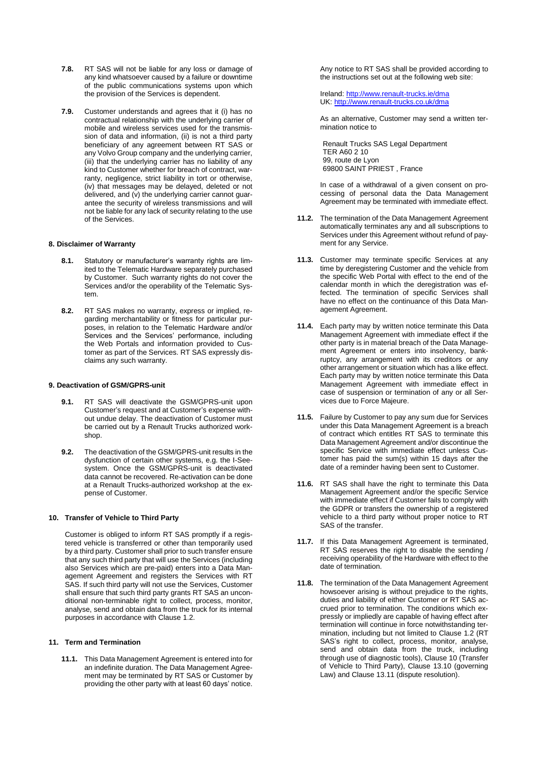**7.8.** RT SAS will not be liable for any loss or damage of any kind whatsoever caused by a failure or downtime of the public communications systems upon which the provision of the Services is dependent.

**7.9.** Customer understands and agrees that it (i) has no contractual relationship with the underlying carrier of mobile and wireless services used for the transmission of data and information, (ii) is not a third party beneficiary of any agreement between RT SAS or any Volvo Group company and the underlying carrier, (iii) that the underlying carrier has no liability of any kind to Customer whether for breach of contract, warranty, negligence, strict liability in tort or otherwise, (iv) that messages may be delayed, deleted or not delivered, and (v) the underlying carrier cannot guarantee the security of wireless transmissions and will not be liable for any lack of security relating to the use of the Services.

#### 8. Disclaimer of Warranty

**8.1.** Statutory or manufacturer's warranty rights are limited to the Telematic Hardware separately purchased by Customer. Such warranty rights do not cover the Services and/or the operability of the Telematic System.

**8.2.** RT SAS makes no warranty, express or implied, regarding merchantability or fitness for particular purposes, in relation to the Telematic Hardware and/or Services and the Services' performance, including the Web Portals and information provided to Customer as part of the Services. RT SAS expressly disclaims any such warranty.

#### 9. Deactivation of GSM/GPRS-unit

**9.1.** RT SAS will deactivate the GSM/GPRS-unit upon Customer's request and at Customer's expense without undue delay. The deactivation of Customer must be carried out by a Renault Trucks authorized workshop.

**9.2.** The deactivation of the GSM/GPRS-unit results in the dysfunction of certain other systems, e.g. the I-See-system. Once the GSM/GPRS-unit is deactivated data cannot be recovered. Re-activation can be done at a Renault Trucks-authorized workshop at the expense of Customer.

#### 10. Transfer of Vehicle to Third Party

Customer is obliged to inform RT SAS promptly if a registered vehicle is transferred or other than temporarily used by a third party. Customer shall prior to such transfer ensure that any such third party that will use the Services (including also Services which are pre-paid) enters into a Data Management Agreement and registers the Services with RT SAS. If such third party will not use the Services, Customer shall ensure that such third party grants RT SAS an unconditional non-terminable right to collect, process, monitor, analyse, send and obtain data from the truck for its internal purposes in accordance with Clause 1.2.

#### 11. Term and Termination

**11.1.** This Data Management Agreement is entered into for an indefinite duration. The Data Management Agreement may be terminated by RT SAS or Customer by providing the other party with at least 60 days' notice.

Any notice to RT SAS shall be provided according to the instructions set out at the following web site:

Ireland: http://www.renault-trucks.ie/dma
UK: http://www.renault-trucks.co.uk/dma

As an alternative, Customer may send a written termination notice to

Renault Trucks SAS Legal Department
TER A60 2 10
99, route de Lyon
69800 SAINT PRIEST , France

In case of a withdrawal of a given consent on processing of personal data the Data Management Agreement may be terminated with immediate effect.

**11.2.** The termination of the Data Management Agreement automatically terminates any and all subscriptions to Services under this Agreement without refund of payment for any Service.

**11.3.** Customer may terminate specific Services at any time by deregistering Customer and the vehicle from the specific Web Portal with effect to the end of the calendar month in which the deregistration was effected. The termination of specific Services shall have no effect on the continuance of this Data Management Agreement.

**11.4.** Each party may by written notice terminate this Data Management Agreement with immediate effect if the other party is in material breach of the Data Management Agreement or enters into insolvency, bankruptcy, any arrangement with its creditors or any other arrangement or situation which has a like effect. Each party may by written notice terminate this Data Management Agreement with immediate effect in case of suspension or termination of any or all Services due to Force Majeure.

**11.5.** Failure by Customer to pay any sum due for Services under this Data Management Agreement is a breach of contract which entitles RT SAS to terminate this Data Management Agreement and/or discontinue the specific Service with immediate effect unless Customer has paid the sum(s) within 15 days after the date of a reminder having been sent to Customer.

**11.6.** RT SAS shall have the right to terminate this Data Management Agreement and/or the specific Service with immediate effect if Customer fails to comply with the GDPR or transfers the ownership of a registered vehicle to a third party without proper notice to RT SAS of the transfer.

**11.7.** If this Data Management Agreement is terminated, RT SAS reserves the right to disable the sending / receiving operability of the Hardware with effect to the date of termination.

**11.8.** The termination of the Data Management Agreement howsoever arising is without prejudice to the rights, duties and liability of either Customer or RT SAS accrued prior to termination. The conditions which expressly or impliedly are capable of having effect after termination will continue in force notwithstanding termination, including but not limited to Clause 1.2 (RT SAS's right to collect, process, monitor, analyse, send and obtain data from the truck, including through use of diagnostic tools), Clause 10 (Transfer of Vehicle to Third Party), Clause 13.10 (governing Law) and Clause 13.11 (dispute resolution).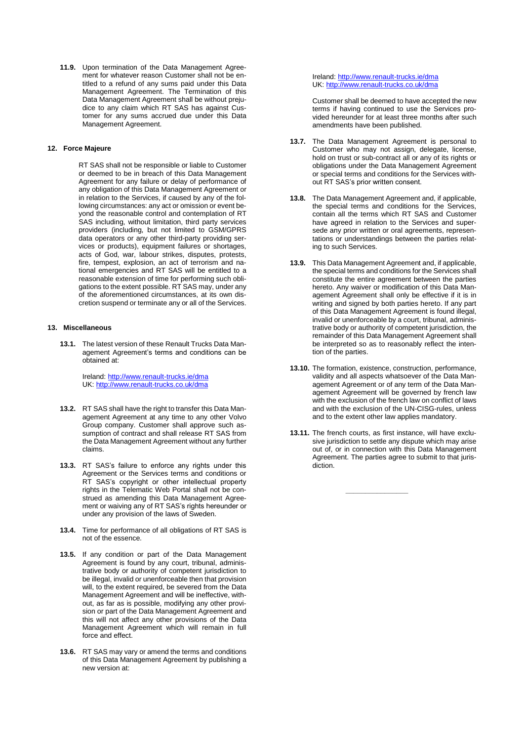**11.9.** Upon termination of the Data Management Agreement for whatever reason Customer shall not be entitled to a refund of any sums paid under this Data Management Agreement. The Termination of this Data Management Agreement shall be without prejudice to any claim which RT SAS has against Customer for any sums accrued due under this Data Management Agreement.

## 12. Force Majeure

RT SAS shall not be responsible or liable to Customer or deemed to be in breach of this Data Management Agreement for any failure or delay of performance of any obligation of this Data Management Agreement or in relation to the Services, if caused by any of the following circumstances: any act or omission or event beyond the reasonable control and contemplation of RT SAS including, without limitation, third party services providers (including, but not limited to GSM/GPRS data operators or any other third-party providing services or products), equipment failures or shortages, acts of God, war, labour strikes, disputes, protests, fire, tempest, explosion, an act of terrorism and national emergencies and RT SAS will be entitled to a reasonable extension of time for performing such obligations to the extent possible. RT SAS may, under any of the aforementioned circumstances, at its own discretion suspend or terminate any or all of the Services.

## 13. Miscellaneous

**13.1.** The latest version of these Renault Trucks Data Management Agreement's terms and conditions can be obtained at:

Ireland: http://www.renault-trucks.ie/dma
UK: http://www.renault-trucks.co.uk/dma

**13.2.** RT SAS shall have the right to transfer this Data Management Agreement at any time to any other Volvo Group company. Customer shall approve such assumption of contract and shall release RT SAS from the Data Management Agreement without any further claims.

**13.3.** RT SAS's failure to enforce any rights under this Agreement or the Services terms and conditions or RT SAS's copyright or other intellectual property rights in the Telematic Web Portal shall not be construed as amending this Data Management Agreement or waiving any of RT SAS's rights hereunder or under any provision of the laws of Sweden.

**13.4.** Time for performance of all obligations of RT SAS is not of the essence.

**13.5.** If any condition or part of the Data Management Agreement is found by any court, tribunal, administrative body or authority of competent jurisdiction to be illegal, invalid or unenforceable then that provision will, to the extent required, be severed from the Data Management Agreement and will be ineffective, without, as far as is possible, modifying any other provision or part of the Data Management Agreement and this will not affect any other provisions of the Data Management Agreement which will remain in full force and effect.

**13.6.** RT SAS may vary or amend the terms and conditions of this Data Management Agreement by publishing a new version at:

Ireland: http://www.renault-trucks.ie/dma
UK: http://www.renault-trucks.co.uk/dma

Customer shall be deemed to have accepted the new terms if having continued to use the Services provided hereunder for at least three months after such amendments have been published.

**13.7.** The Data Management Agreement is personal to Customer who may not assign, delegate, license, hold on trust or sub-contract all or any of its rights or obligations under the Data Management Agreement or special terms and conditions for the Services without RT SAS's prior written consent.

**13.8.** The Data Management Agreement and, if applicable, the special terms and conditions for the Services, contain all the terms which RT SAS and Customer have agreed in relation to the Services and supersede any prior written or oral agreements, representations or understandings between the parties relating to such Services.

**13.9.** This Data Management Agreement and, if applicable, the special terms and conditions for the Services shall constitute the entire agreement between the parties hereto. Any waiver or modification of this Data Management Agreement shall only be effective if it is in writing and signed by both parties hereto. If any part of this Data Management Agreement is found illegal, invalid or unenforceable by a court, tribunal, administrative body or authority of competent jurisdiction, the remainder of this Data Management Agreement shall be interpreted so as to reasonably reflect the intention of the parties.

**13.10.** The formation, existence, construction, performance, validity and all aspects whatsoever of the Data Management Agreement or of any term of the Data Management Agreement will be governed by french law with the exclusion of the french law on conflict of laws and with the exclusion of the UN-CISG-rules, unless and to the extent other law applies mandatory.

**13.11.** The french courts, as first instance, will have exclusive jurisdiction to settle any dispute which may arise out of, or in connection with this Data Management Agreement. The parties agree to submit to that jurisdiction.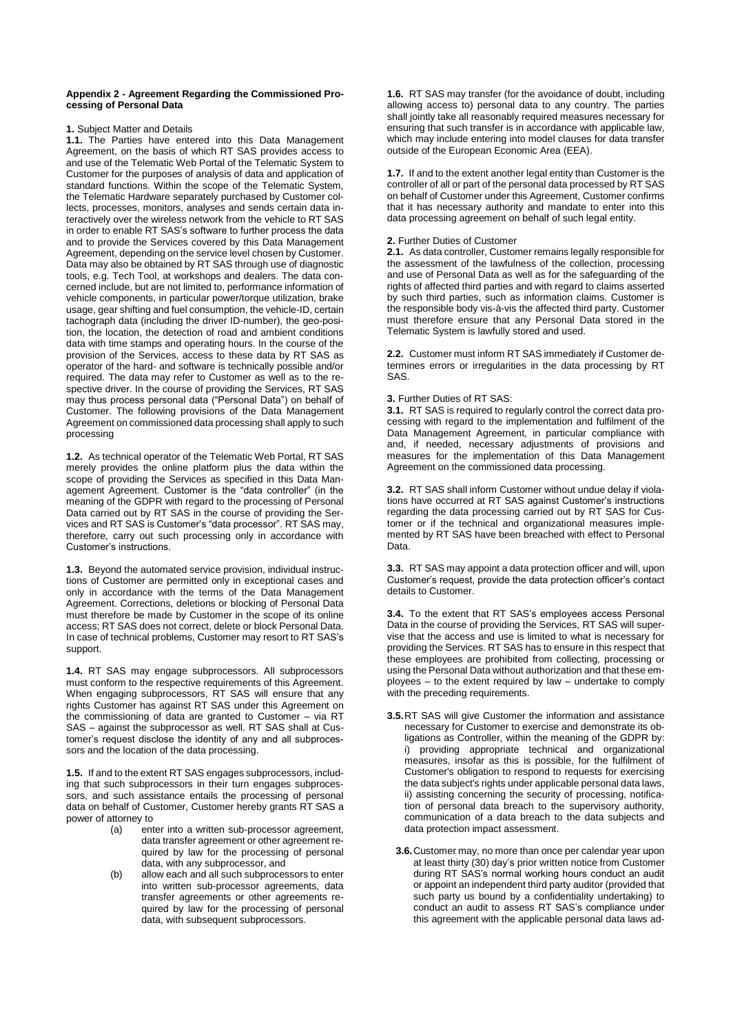**Appendix 2 - Agreement Regarding the Commissioned Processing of Personal Data**

**1.** Subject Matter and Details

**1.1.** The Parties have entered into this Data Management Agreement, on the basis of which RT SAS provides access to and use of the Telematic Web Portal of the Telematic System to Customer for the purposes of analysis of data and application of standard functions. Within the scope of the Telematic System, the Telematic Hardware separately purchased by Customer collects, processes, monitors, analyses and sends certain data interactively over the wireless network from the vehicle to RT SAS in order to enable RT SAS's software to further process the data and to provide the Services covered by this Data Management Agreement, depending on the service level chosen by Customer. Data may also be obtained by RT SAS through use of diagnostic tools, e.g. Tech Tool, at workshops and dealers. The data concerned include, but are not limited to, performance information of vehicle components, in particular power/torque utilization, brake usage, gear shifting and fuel consumption, the vehicle-ID, certain tachograph data (including the driver ID-number), the geo-position, the location, the detection of road and ambient conditions data with time stamps and operating hours. In the course of the provision of the Services, access to these data by RT SAS as operator of the hard- and software is technically possible and/or required. The data may refer to Customer as well as to the respective driver. In the course of providing the Services, RT SAS may thus process personal data ("Personal Data") on behalf of Customer. The following provisions of the Data Management Agreement on commissioned data processing shall apply to such processing

**1.2.** As technical operator of the Telematic Web Portal, RT SAS merely provides the online platform plus the data within the scope of providing the Services as specified in this Data Management Agreement. Customer is the "data controller" (in the meaning of the GDPR with regard to the processing of Personal Data carried out by RT SAS in the course of providing the Services and RT SAS is Customer's "data processor". RT SAS may, therefore, carry out such processing only in accordance with Customer's instructions.

**1.3.** Beyond the automated service provision, individual instructions of Customer are permitted only in exceptional cases and only in accordance with the terms of the Data Management Agreement. Corrections, deletions or blocking of Personal Data must therefore be made by Customer in the scope of its online access; RT SAS does not correct, delete or block Personal Data. In case of technical problems, Customer may resort to RT SAS's support.

**1.4.** RT SAS may engage subprocessors. All subprocessors must conform to the respective requirements of this Agreement. When engaging subprocessors, RT SAS will ensure that any rights Customer has against RT SAS under this Agreement on the commissioning of data are granted to Customer – via RT SAS – against the subprocessor as well. RT SAS shall at Customer's request disclose the identity of any and all subprocessors and the location of the data processing.

**1.5.** If and to the extent RT SAS engages subprocessors, including that such subprocessors in their turn engages subprocessors, and such assistance entails the processing of personal data on behalf of Customer, Customer hereby grants RT SAS a power of attorney to

(a) enter into a written sub-processor agreement, data transfer agreement or other agreement required by law for the processing of personal data, with any subprocessor, and

(b) allow each and all such subprocessors to enter into written sub-processor agreements, data transfer agreements or other agreements required by law for the processing of personal data, with subsequent subprocessors.

**1.6.** RT SAS may transfer (for the avoidance of doubt, including allowing access to) personal data to any country. The parties shall jointly take all reasonably required measures necessary for ensuring that such transfer is in accordance with applicable law, which may include entering into model clauses for data transfer outside of the European Economic Area (EEA).

**1.7.** If and to the extent another legal entity than Customer is the controller of all or part of the personal data processed by RT SAS on behalf of Customer under this Agreement, Customer confirms that it has necessary authority and mandate to enter into this data processing agreement on behalf of such legal entity.

**2.** Further Duties of Customer

**2.1.** As data controller, Customer remains legally responsible for the assessment of the lawfulness of the collection, processing and use of Personal Data as well as for the safeguarding of the rights of affected third parties and with regard to claims asserted by such third parties, such as information claims. Customer is the responsible body vis-à-vis the affected third party. Customer must therefore ensure that any Personal Data stored in the Telematic System is lawfully stored and used.

**2.2.** Customer must inform RT SAS immediately if Customer determines errors or irregularities in the data processing by RT SAS.

**3.** Further Duties of RT SAS:

**3.1.** RT SAS is required to regularly control the correct data processing with regard to the implementation and fulfilment of the Data Management Agreement, in particular compliance with and, if needed, necessary adjustments of provisions and measures for the implementation of this Data Management Agreement on the commissioned data processing.

**3.2.** RT SAS shall inform Customer without undue delay if violations have occurred at RT SAS against Customer's instructions regarding the data processing carried out by RT SAS for Customer or if the technical and organizational measures implemented by RT SAS have been breached with effect to Personal Data.

**3.3.** RT SAS may appoint a data protection officer and will, upon Customer's request, provide the data protection officer's contact details to Customer.

**3.4.** To the extent that RT SAS's employees access Personal Data in the course of providing the Services, RT SAS will supervise that the access and use is limited to what is necessary for providing the Services. RT SAS has to ensure in this respect that these employees are prohibited from collecting, processing or using the Personal Data without authorization and that these employees – to the extent required by law – undertake to comply with the preceding requirements.

**3.5.** RT SAS will give Customer the information and assistance necessary for Customer to exercise and demonstrate its obligations as Controller, within the meaning of the GDPR by: i) providing appropriate technical and organizational measures, insofar as this is possible, for the fulfilment of Customer's obligation to respond to requests for exercising the data subject's rights under applicable personal data laws, ii) assisting concerning the security of processing, notification of personal data breach to the supervisory authority, communication of a data breach to the data subjects and data protection impact assessment.

**3.6.** Customer may, no more than once per calendar year upon at least thirty (30) day's prior written notice from Customer during RT SAS's normal working hours conduct an audit or appoint an independent third party auditor (provided that such party us bound by a confidentiality undertaking) to conduct an audit to assess RT SAS's compliance under this agreement with the applicable personal data laws ad-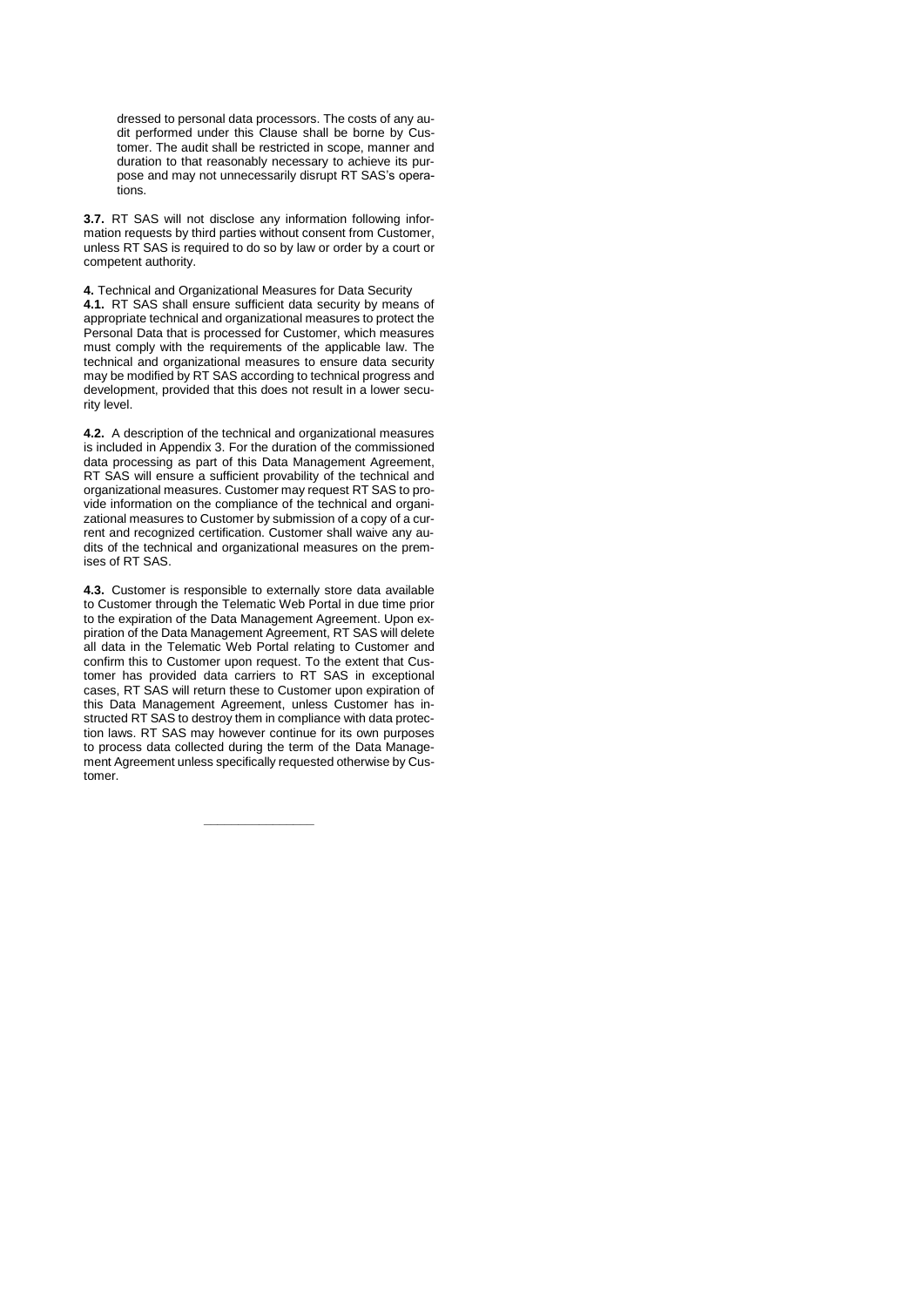dressed to personal data processors. The costs of any audit performed under this Clause shall be borne by Customer. The audit shall be restricted in scope, manner and duration to that reasonably necessary to achieve its purpose and may not unnecessarily disrupt RT SAS's operations.

**3.7.** RT SAS will not disclose any information following information requests by third parties without consent from Customer, unless RT SAS is required to do so by law or order by a court or competent authority.

**4.** Technical and Organizational Measures for Data Security

**4.1.** RT SAS shall ensure sufficient data security by means of appropriate technical and organizational measures to protect the Personal Data that is processed for Customer, which measures must comply with the requirements of the applicable law. The technical and organizational measures to ensure data security may be modified by RT SAS according to technical progress and development, provided that this does not result in a lower security level.

**4.2.** A description of the technical and organizational measures is included in Appendix 3. For the duration of the commissioned data processing as part of this Data Management Agreement, RT SAS will ensure a sufficient provability of the technical and organizational measures. Customer may request RT SAS to provide information on the compliance of the technical and organizational measures to Customer by submission of a copy of a current and recognized certification. Customer shall waive any audits of the technical and organizational measures on the premises of RT SAS.

**4.3.** Customer is responsible to externally store data available to Customer through the Telematic Web Portal in due time prior to the expiration of the Data Management Agreement. Upon expiration of the Data Management Agreement, RT SAS will delete all data in the Telematic Web Portal relating to Customer and confirm this to Customer upon request. To the extent that Customer has provided data carriers to RT SAS in exceptional cases, RT SAS will return these to Customer upon expiration of this Data Management Agreement, unless Customer has instructed RT SAS to destroy them in compliance with data protection laws. RT SAS may however continue for its own purposes to process data collected during the term of the Data Management Agreement unless specifically requested otherwise by Customer.

---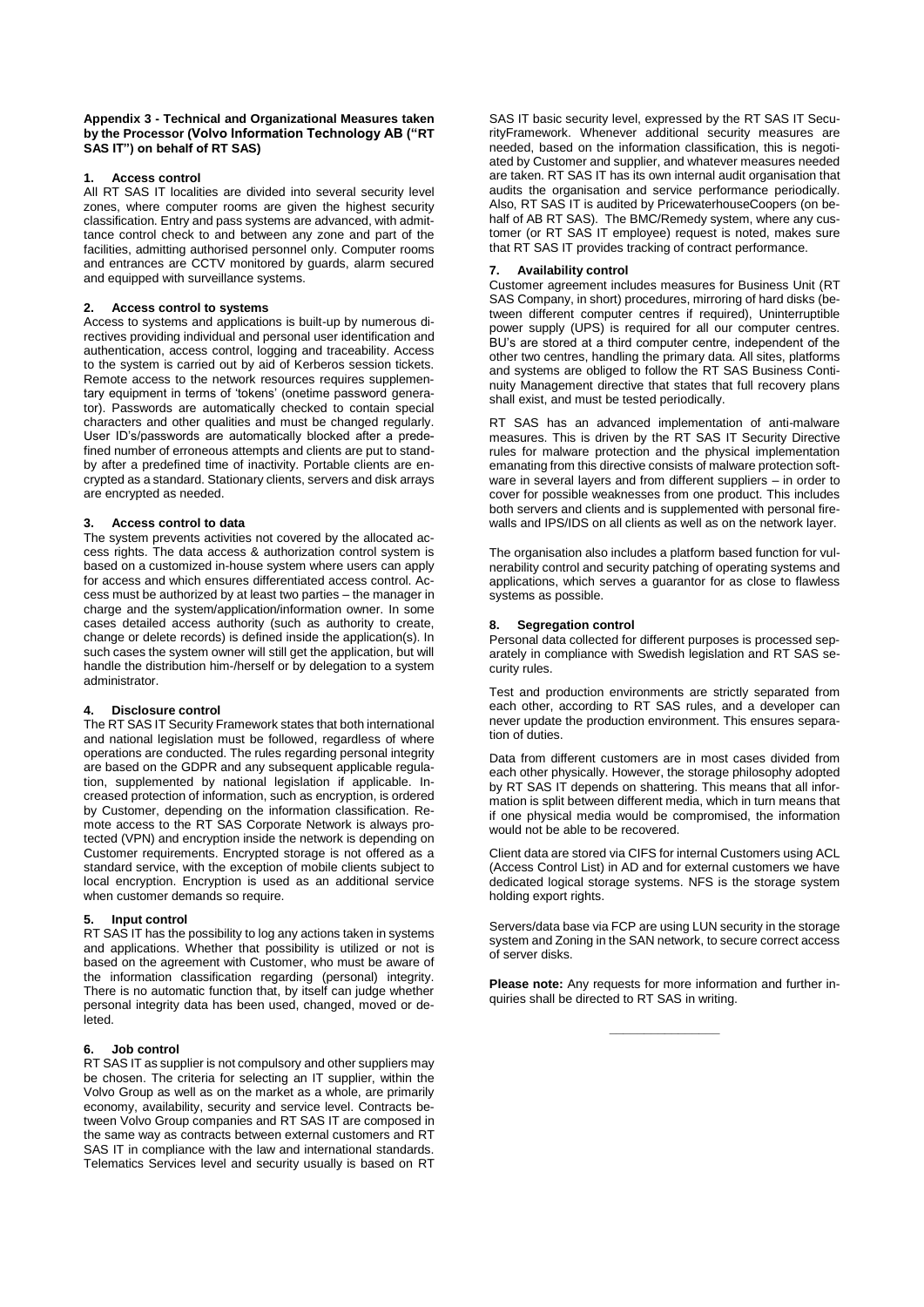**Appendix 3 - Technical and Organizational Measures taken by the Processor (Volvo Information Technology AB ("RT SAS IT") on behalf of RT SAS)**

## 1. Access control

All RT SAS IT localities are divided into several security level zones, where computer rooms are given the highest security classification. Entry and pass systems are advanced, with admittance control check to and between any zone and part of the facilities, admitting authorised personnel only. Computer rooms and entrances are CCTV monitored by guards, alarm secured and equipped with surveillance systems.

## 2. Access control to systems

Access to systems and applications is built-up by numerous directives providing individual and personal user identification and authentication, access control, logging and traceability. Access to the system is carried out by aid of Kerberos session tickets. Remote access to the network resources requires supplementary equipment in terms of 'tokens' (onetime password generator). Passwords are automatically checked to contain special characters and other qualities and must be changed regularly. User ID's/passwords are automatically blocked after a predefined number of erroneous attempts and clients are put to standby after a predefined time of inactivity. Portable clients are encrypted as a standard. Stationary clients, servers and disk arrays are encrypted as needed.

## 3. Access control to data

The system prevents activities not covered by the allocated access rights. The data access & authorization control system is based on a customized in-house system where users can apply for access and which ensures differentiated access control. Access must be authorized by at least two parties – the manager in charge and the system/application/information owner. In some cases detailed access authority (such as authority to create, change or delete records) is defined inside the application(s). In such cases the system owner will still get the application, but will handle the distribution him-/herself or by delegation to a system administrator.

## 4. Disclosure control

The RT SAS IT Security Framework states that both international and national legislation must be followed, regardless of where operations are conducted. The rules regarding personal integrity are based on the GDPR and any subsequent applicable regulation, supplemented by national legislation if applicable. Increased protection of information, such as encryption, is ordered by Customer, depending on the information classification. Remote access to the RT SAS Corporate Network is always protected (VPN) and encryption inside the network is depending on Customer requirements. Encrypted storage is not offered as a standard service, with the exception of mobile clients subject to local encryption. Encryption is used as an additional service when customer demands so require.

## 5. Input control

RT SAS IT has the possibility to log any actions taken in systems and applications. Whether that possibility is utilized or not is based on the agreement with Customer, who must be aware of the information classification regarding (personal) integrity. There is no automatic function that, by itself can judge whether personal integrity data has been used, changed, moved or deleted.

## 6. Job control

RT SAS IT as supplier is not compulsory and other suppliers may be chosen. The criteria for selecting an IT supplier, within the Volvo Group as well as on the market as a whole, are primarily economy, availability, security and service level. Contracts between Volvo Group companies and RT SAS IT are composed in the same way as contracts between external customers and RT SAS IT in compliance with the law and international standards. Telematics Services level and security usually is based on RT SAS IT basic security level, expressed by the RT SAS IT SecurityFramework. Whenever additional security measures are needed, based on the information classification, this is negotiated by Customer and supplier, and whatever measures needed are taken. RT SAS IT has its own internal audit organisation that audits the organisation and service performance periodically. Also, RT SAS IT is audited by PricewaterhouseCoopers (on behalf of AB RT SAS). The BMC/Remedy system, where any customer (or RT SAS IT employee) request is noted, makes sure that RT SAS IT provides tracking of contract performance.

## 7. Availability control

Customer agreement includes measures for Business Unit (RT SAS Company, in short) procedures, mirroring of hard disks (between different computer centres if required), Uninterruptible power supply (UPS) is required for all our computer centres. BU's are stored at a third computer centre, independent of the other two centres, handling the primary data. All sites, platforms and systems are obliged to follow the RT SAS Business Continuity Management directive that states that full recovery plans shall exist, and must be tested periodically.

RT SAS has an advanced implementation of anti-malware measures. This is driven by the RT SAS IT Security Directive rules for malware protection and the physical implementation emanating from this directive consists of malware protection software in several layers and from different suppliers – in order to cover for possible weaknesses from one product. This includes both servers and clients and is supplemented with personal firewalls and IPS/IDS on all clients as well as on the network layer.

The organisation also includes a platform based function for vulnerability control and security patching of operating systems and applications, which serves a guarantor for as close to flawless systems as possible.

## 8. Segregation control

Personal data collected for different purposes is processed separately in compliance with Swedish legislation and RT SAS security rules.

Test and production environments are strictly separated from each other, according to RT SAS rules, and a developer can never update the production environment. This ensures separation of duties.

Data from different customers are in most cases divided from each other physically. However, the storage philosophy adopted by RT SAS IT depends on shattering. This means that all information is split between different media, which in turn means that if one physical media would be compromised, the information would not be able to be recovered.

Client data are stored via CIFS for internal Customers using ACL (Access Control List) in AD and for external customers we have dedicated logical storage systems. NFS is the storage system holding export rights.

Servers/data base via FCP are using LUN security in the storage system and Zoning in the SAN network, to secure correct access of server disks.

**Please note:** Any requests for more information and further inquiries shall be directed to RT SAS in writing.

---